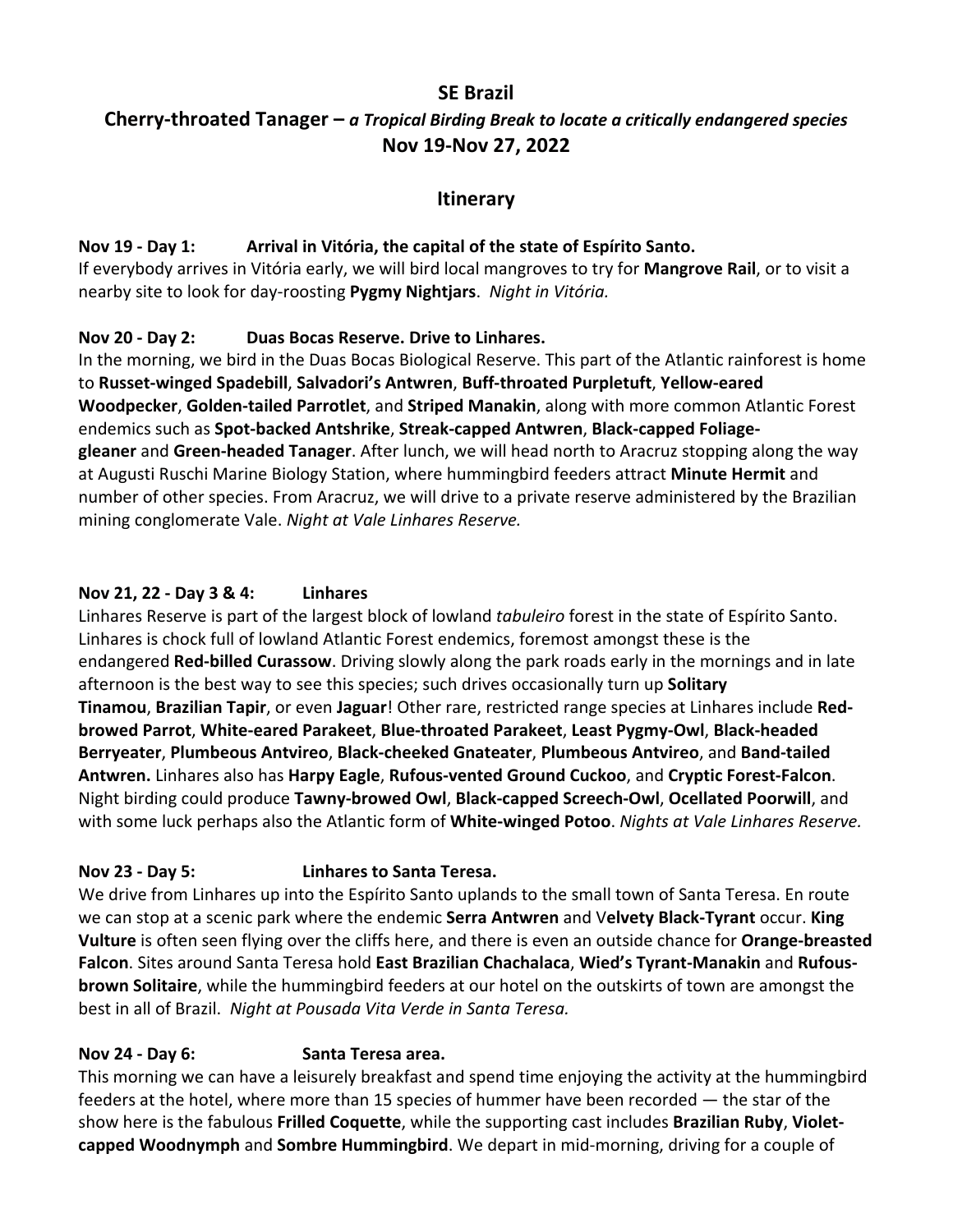# SE Brazil

## Cherry-throated Tanager – *a Tropical Birding Break to locate a critically endangered species*

## Nov 19-Nov 27, 2022

## Itinerary

**Nov 19 - Day 1: Arrival in Vitória, the capital of the state of Espírito Santo.**
If everybody arrives in Vitória early, we will bird local mangroves to try for **Mangrove Rail**, or to visit a nearby site to look for day-roosting **Pygmy Nightjars**. *Night in Vitória.*

**Nov 20 - Day 2: Duas Bocas Reserve. Drive to Linhares.**
In the morning, we bird in the Duas Bocas Biological Reserve. This part of the Atlantic rainforest is home to **Russet-winged Spadebill**, **Salvadori's Antwren**, **Buff-throated Purpletuft**, **Yellow-eared Woodpecker**, **Golden-tailed Parrotlet**, and **Striped Manakin**, along with more common Atlantic Forest endemics such as **Spot-backed Antshrike**, **Streak-capped Antwren**, **Black-capped Foliage-gleaner** and **Green-headed Tanager**. After lunch, we will head north to Aracruz stopping along the way at Augusti Ruschi Marine Biology Station, where hummingbird feeders attract **Minute Hermit** and number of other species. From Aracruz, we will drive to a private reserve administered by the Brazilian mining conglomerate Vale. *Night at Vale Linhares Reserve.*

**Nov 21, 22 - Day 3 & 4: Linhares**
Linhares Reserve is part of the largest block of lowland *tabuleiro* forest in the state of Espírito Santo. Linhares is chock full of lowland Atlantic Forest endemics, foremost amongst these is the endangered **Red-billed Curassow**. Driving slowly along the park roads early in the mornings and in late afternoon is the best way to see this species; such drives occasionally turn up **Solitary Tinamou**, **Brazilian Tapir**, or even **Jaguar**! Other rare, restricted range species at Linhares include **Red-browed Parrot**, **White-eared Parakeet**, **Blue-throated Parakeet**, **Least Pygmy-Owl**, **Black-headed Berryeater**, **Plumbeous Antvireo**, **Black-cheeked Gnateater**, **Plumbeous Antvireo**, and **Band-tailed Antwren.** Linhares also has **Harpy Eagle**, **Rufous-vented Ground Cuckoo**, and **Cryptic Forest-Falcon**. Night birding could produce **Tawny-browed Owl**, **Black-capped Screech-Owl**, **Ocellated Poorwill**, and with some luck perhaps also the Atlantic form of **White-winged Potoo**. *Nights at Vale Linhares Reserve.*

**Nov 23 - Day 5: Linhares to Santa Teresa.**
We drive from Linhares up into the Espírito Santo uplands to the small town of Santa Teresa. En route we can stop at a scenic park where the endemic **Serra Antwren** and V**elvety Black-Tyrant** occur. **King Vulture** is often seen flying over the cliffs here, and there is even an outside chance for **Orange-breasted Falcon**. Sites around Santa Teresa hold **East Brazilian Chachalaca**, **Wied's Tyrant-Manakin** and **Rufous-brown Solitaire**, while the hummingbird feeders at our hotel on the outskirts of town are amongst the best in all of Brazil. *Night at Pousada Vita Verde in Santa Teresa.*

**Nov 24 - Day 6: Santa Teresa area.**
This morning we can have a leisurely breakfast and spend time enjoying the activity at the hummingbird feeders at the hotel, where more than 15 species of hummer have been recorded — the star of the show here is the fabulous **Frilled Coquette**, while the supporting cast includes **Brazilian Ruby**, **Violet-capped Woodnymph** and **Sombre Hummingbird**. We depart in mid-morning, driving for a couple of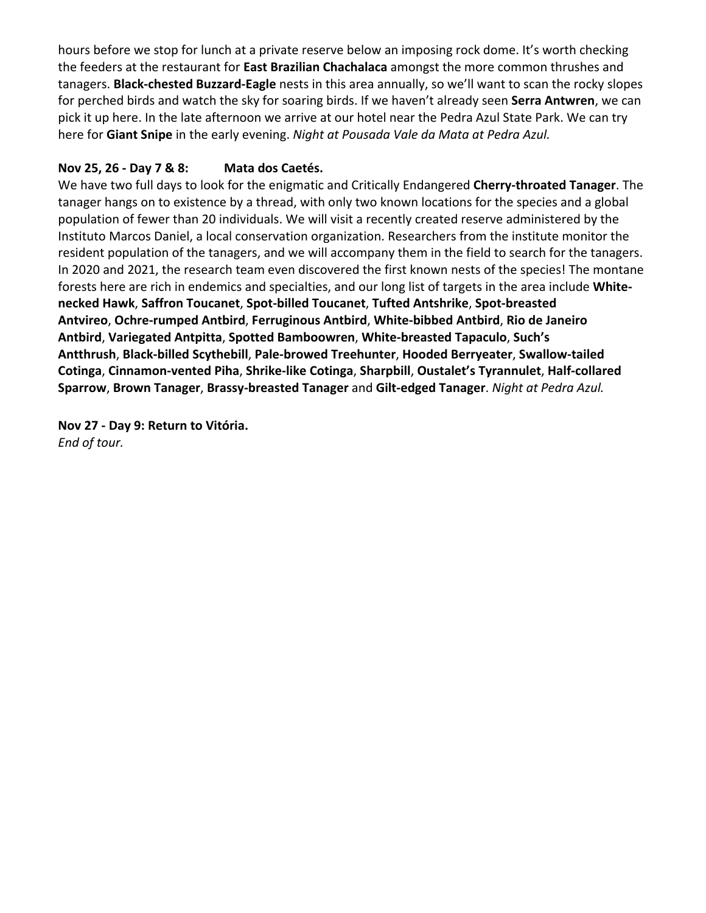hours before we stop for lunch at a private reserve below an imposing rock dome. It's worth checking the feeders at the restaurant for **East Brazilian Chachalaca** amongst the more common thrushes and tanagers. **Black-chested Buzzard-Eagle** nests in this area annually, so we'll want to scan the rocky slopes for perched birds and watch the sky for soaring birds. If we haven't already seen **Serra Antwren**, we can pick it up here. In the late afternoon we arrive at our hotel near the Pedra Azul State Park. We can try here for **Giant Snipe** in the early evening. *Night at Pousada Vale da Mata at Pedra Azul.*

**Nov 25, 26 - Day 7 & 8: Mata dos Caetés.**

We have two full days to look for the enigmatic and Critically Endangered **Cherry-throated Tanager**. The tanager hangs on to existence by a thread, with only two known locations for the species and a global population of fewer than 20 individuals. We will visit a recently created reserve administered by the Instituto Marcos Daniel, a local conservation organization. Researchers from the institute monitor the resident population of the tanagers, and we will accompany them in the field to search for the tanagers. In 2020 and 2021, the research team even discovered the first known nests of the species! The montane forests here are rich in endemics and specialties, and our long list of targets in the area include **White-necked Hawk**, **Saffron Toucanet**, **Spot-billed Toucanet**, **Tufted Antshrike**, **Spot-breasted Antvireo**, **Ochre-rumped Antbird**, **Ferruginous Antbird**, **White-bibbed Antbird**, **Rio de Janeiro Antbird**, **Variegated Antpitta**, **Spotted Bamboowren**, **White-breasted Tapaculo**, **Such's Antthrush**, **Black-billed Scythebill**, **Pale-browed Treehunter**, **Hooded Berryeater**, **Swallow-tailed Cotinga**, **Cinnamon-vented Piha**, **Shrike-like Cotinga**, **Sharpbill**, **Oustalet's Tyrannulet**, **Half-collared Sparrow**, **Brown Tanager**, **Brassy-breasted Tanager** and **Gilt-edged Tanager**. *Night at Pedra Azul.*

**Nov 27 - Day 9: Return to Vitória.**

*End of tour.*